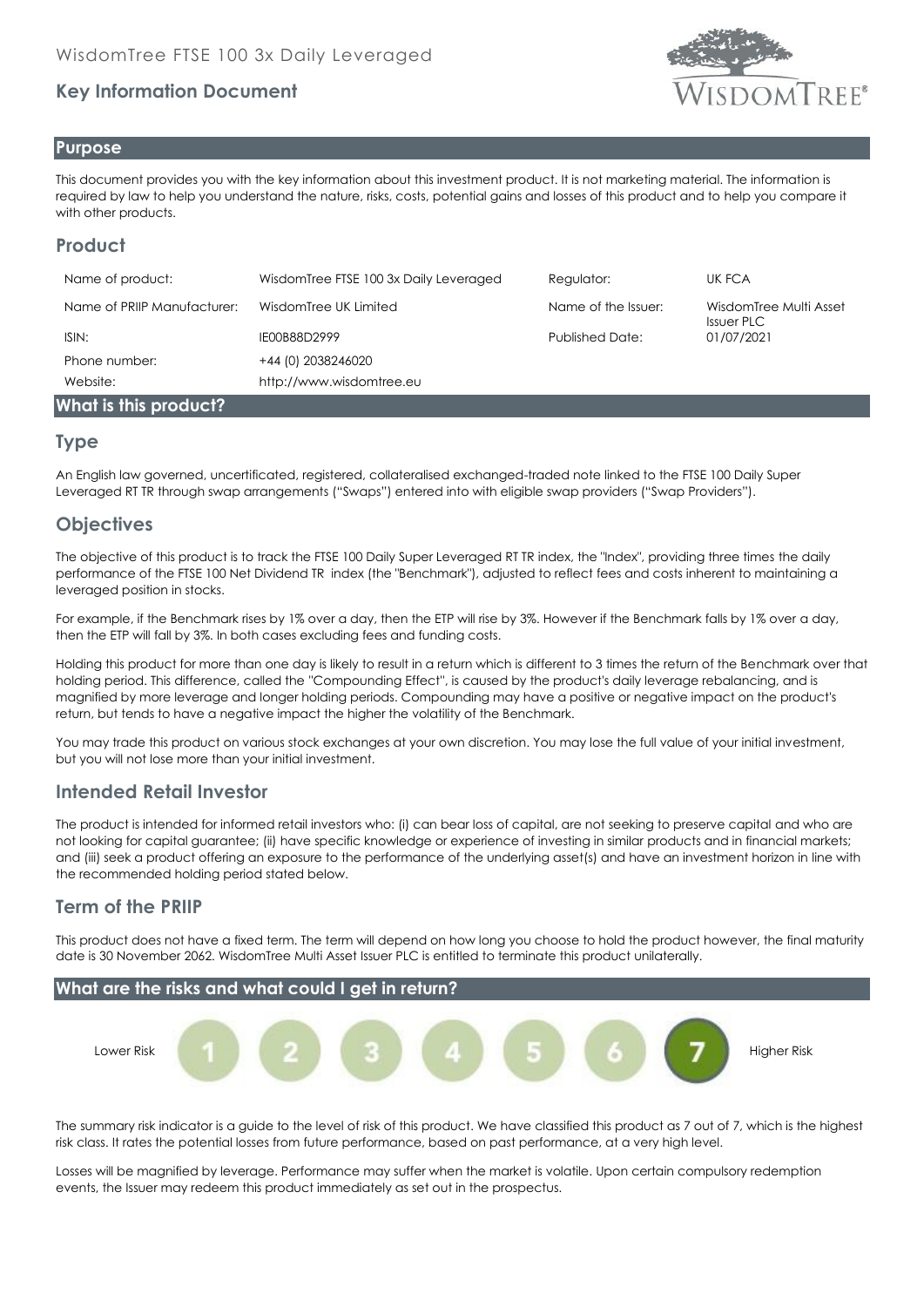WisdomTree FTSE 100 3x Daily Leveraged

# Key Information Document

## Purpose

This document provides you with the key information about this investment product. It is not marketing material. The information is required by law to help you understand the nature, risks, costs, potential gains and losses of this product and to help you compare it with other products.

## Product

| | | | |
|---|---|---|---|
| Name of product: | WisdomTree FTSE 100 3x Daily Leveraged | Regulator: | UK FCA |
| Name of PRIIP Manufacturer: | WisdomTree UK Limited | Name of the Issuer: | WisdomTree Multi Asset Issuer PLC |
| ISIN: | IE00B88D2999 | Published Date: | 01/07/2021 |
| Phone number: | +44 (0) 2038246020 | | |
| Website: | http://www.wisdomtree.eu | | |

## What is this product?

### Type

An English law governed, uncertificated, registered, collateralised exchanged-traded note linked to the FTSE 100 Daily Super Leveraged RT TR through swap arrangements ("Swaps") entered into with eligible swap providers ("Swap Providers").

### Objectives

The objective of this product is to track the FTSE 100 Daily Super Leveraged RT TR index, the "Index", providing three times the daily performance of the FTSE 100 Net Dividend TR index (the "Benchmark"), adjusted to reflect fees and costs inherent to maintaining a leveraged position in stocks.

For example, if the Benchmark rises by 1% over a day, then the ETP will rise by 3%. However if the Benchmark falls by 1% over a day, then the ETP will fall by 3%. In both cases excluding fees and funding costs.

Holding this product for more than one day is likely to result in a return which is different to 3 times the return of the Benchmark over that holding period. This difference, called the "Compounding Effect", is caused by the product's daily leverage rebalancing, and is magnified by more leverage and longer holding periods. Compounding may have a positive or negative impact on the product's return, but tends to have a negative impact the higher the volatility of the Benchmark.

You may trade this product on various stock exchanges at your own discretion. You may lose the full value of your initial investment, but you will not lose more than your initial investment.

### Intended Retail Investor

The product is intended for informed retail investors who: (i) can bear loss of capital, are not seeking to preserve capital and who are not looking for capital guarantee; (ii) have specific knowledge or experience of investing in similar products and in financial markets; and (iii) seek a product offering an exposure to the performance of the underlying asset(s) and have an investment horizon in line with the recommended holding period stated below.

### Term of the PRIIP

This product does not have a fixed term. The term will depend on how long you choose to hold the product however, the final maturity date is 30 November 2062. WisdomTree Multi Asset Issuer PLC is entitled to terminate this product unilaterally.

## What are the risks and what could I get in return?

Lower Risk 1 2 3 4 5 6 **7** Higher Risk

The summary risk indicator is a guide to the level of risk of this product. We have classified this product as 7 out of 7, which is the highest risk class. It rates the potential losses from future performance, based on past performance, at a very high level.

Losses will be magnified by leverage. Performance may suffer when the market is volatile. Upon certain compulsory redemption events, the Issuer may redeem this product immediately as set out in the prospectus.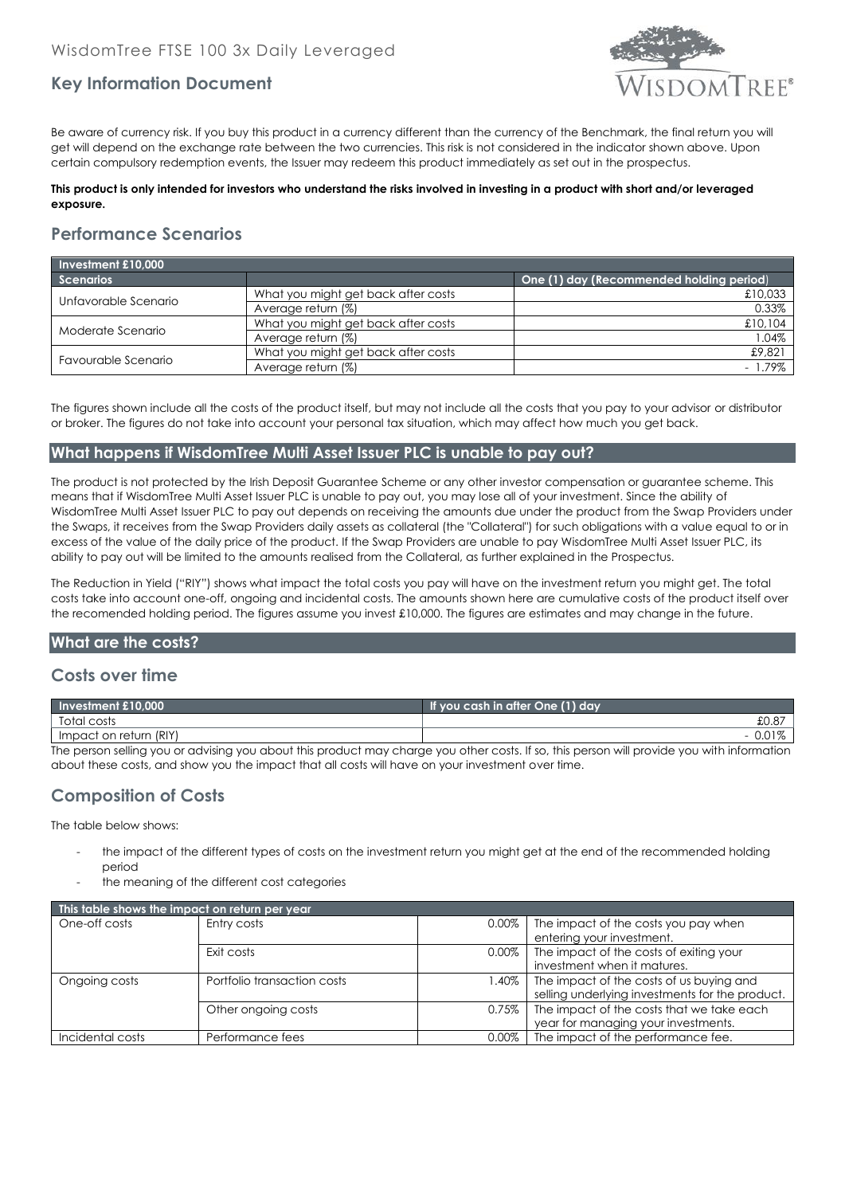Be aware of currency risk. If you buy this product in a currency different than the currency of the Benchmark, the final return you will get will depend on the exchange rate between the two currencies. This risk is not considered in the indicator shown above. Upon certain compulsory redemption events, the Issuer may redeem this product immediately as set out in the prospectus.

**This product is only intended for investors who understand the risks involved in investing in a product with short and/or leveraged exposure.**

## Performance Scenarios

| Investment £10,000 | | |
|---|---|---|
| **Scenarios** | | **One (1) day (Recommended holding period)** |
| Unfavorable Scenario | What you might get back after costs | £10,033 |
| | Average return (%) | 0.33% |
| Moderate Scenario | What you might get back after costs | £10,104 |
| | Average return (%) | 1.04% |
| Favourable Scenario | What you might get back after costs | £9,821 |
| | Average return (%) | - 1.79% |

The figures shown include all the costs of the product itself, but may not include all the costs that you pay to your advisor or distributor or broker. The figures do not take into account your personal tax situation, which may affect how much you get back.

## What happens if WisdomTree Multi Asset Issuer PLC is unable to pay out?

The product is not protected by the Irish Deposit Guarantee Scheme or any other investor compensation or guarantee scheme. This means that if WisdomTree Multi Asset Issuer PLC is unable to pay out, you may lose all of your investment. Since the ability of WisdomTree Multi Asset Issuer PLC to pay out depends on receiving the amounts due under the product from the Swap Providers under the Swaps, it receives from the Swap Providers daily assets as collateral (the "Collateral") for such obligations with a value equal to or in excess of the value of the daily price of the product. If the Swap Providers are unable to pay WisdomTree Multi Asset Issuer PLC, its ability to pay out will be limited to the amounts realised from the Collateral, as further explained in the Prospectus.

The Reduction in Yield ("RIY") shows what impact the total costs you pay will have on the investment return you might get. The total costs take into account one-off, ongoing and incidental costs. The amounts shown here are cumulative costs of the product itself over the recomended holding period. The figures assume you invest £10,000. The figures are estimates and may change in the future.

## What are the costs?

### Costs over time

| Investment £10,000 | If you cash in after One (1) day |
|---|---|
| Total costs | £0.87 |
| Impact on return (RIY) | - 0.01% |

The person selling you or advising you about this product may charge you other costs. If so, this person will provide you with information about these costs, and show you the impact that all costs will have on your investment over time.

### Composition of Costs

The table below shows:

- the impact of the different types of costs on the investment return you might get at the end of the recommended holding period
- the meaning of the different cost categories

| This table shows the impact on return per year | | | |
|---|---|---|---|
| One-off costs | Entry costs | 0.00% | The impact of the costs you pay when entering your investment. |
| | Exit costs | 0.00% | The impact of the costs of exiting your investment when it matures. |
| Ongoing costs | Portfolio transaction costs | 1.40% | The impact of the costs of us buying and selling underlying investments for the product. |
| | Other ongoing costs | 0.75% | The impact of the costs that we take each year for managing your investments. |
| Incidental costs | Performance fees | 0.00% | The impact of the performance fee. |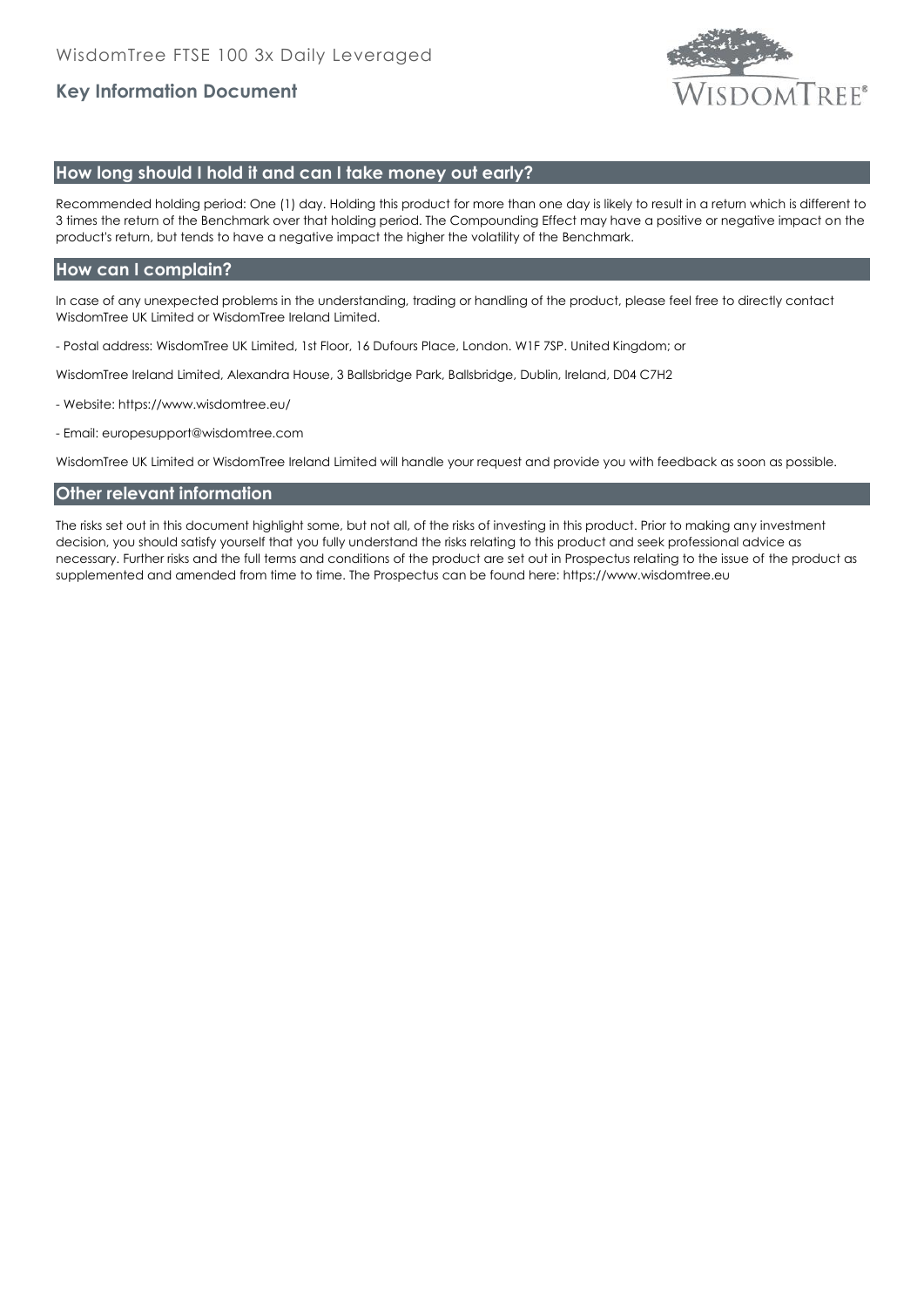## How long should I hold it and can I take money out early?

Recommended holding period: One (1) day. Holding this product for more than one day is likely to result in a return which is different to 3 times the return of the Benchmark over that holding period. The Compounding Effect may have a positive or negative impact on the product's return, but tends to have a negative impact the higher the volatility of the Benchmark.

## How can I complain?

In case of any unexpected problems in the understanding, trading or handling of the product, please feel free to directly contact WisdomTree UK Limited or WisdomTree Ireland Limited.

- Postal address: WisdomTree UK Limited, 1st Floor, 16 Dufours Place, London. W1F 7SP. United Kingdom; or

WisdomTree Ireland Limited, Alexandra House, 3 Ballsbridge Park, Ballsbridge, Dublin, Ireland, D04 C7H2

- Website: https://www.wisdomtree.eu/

- Email: europesupport@wisdomtree.com

WisdomTree UK Limited or WisdomTree Ireland Limited will handle your request and provide you with feedback as soon as possible.

## Other relevant information

The risks set out in this document highlight some, but not all, of the risks of investing in this product. Prior to making any investment decision, you should satisfy yourself that you fully understand the risks relating to this product and seek professional advice as necessary. Further risks and the full terms and conditions of the product are set out in Prospectus relating to the issue of the product as supplemented and amended from time to time. The Prospectus can be found here: https://www.wisdomtree.eu